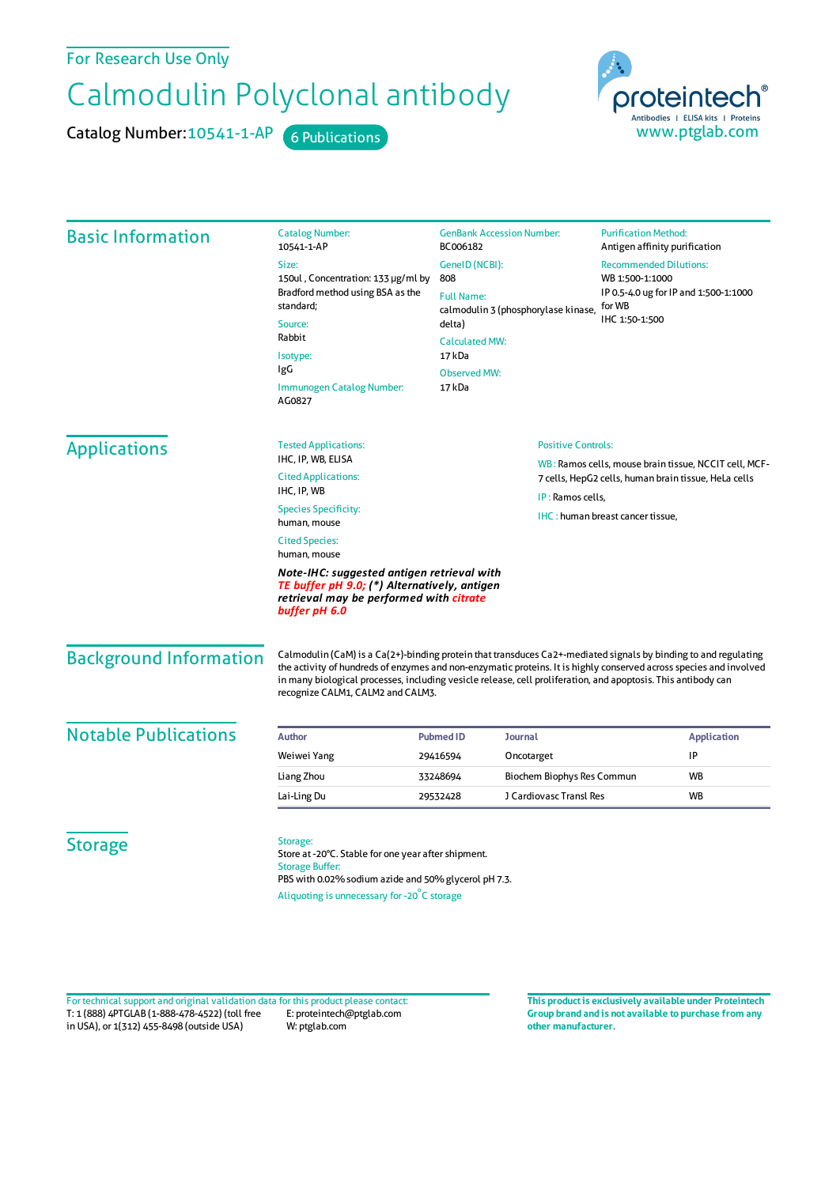For Research Use Only

# Calmodulin Polyclonal antibody

Catalog Number: 10541-1-AP    6 Publications

proteintech® Antibodies | ELISA kits | Proteins
www.ptglab.com

## Basic Information

Catalog Number:
10541-1-AP

Size:
150ul , Concentration: 133 μg/ml by Bradford method using BSA as the standard;

Source:
Rabbit

Isotype:
IgG

Immunogen Catalog Number:
AG0827

GenBank Accession Number:
BC006182

GeneID (NCBI):
808

Full Name:
calmodulin 3 (phosphorylase kinase, delta)

Calculated MW:
17 kDa

Observed MW:
17 kDa

Purification Method:
Antigen affinity purification

Recommended Dilutions:
WB 1:500-1:1000
IP 0.5-4.0 ug for IP and 1:500-1:1000 for WB
IHC 1:50-1:500

## Applications

Tested Applications:
IHC, IP, WB, ELISA

Cited Applications:
IHC, IP, WB

Species Specificity:
human, mouse

Cited Species:
human, mouse

***Note-IHC: suggested antigen retrieval with TE buffer pH 9.0; (\*) Alternatively, antigen retrieval may be performed with citrate buffer pH 6.0***

Positive Controls:

WB : Ramos cells, mouse brain tissue, NCCIT cell, MCF-7 cells, HepG2 cells, human brain tissue, HeLa cells

IP : Ramos cells,

IHC : human breast cancer tissue,

## Background Information

Calmodulin (CaM) is a Ca(2+)-binding protein that transduces Ca2+-mediated signals by binding to and regulating the activity of hundreds of enzymes and non-enzymatic proteins. It is highly conserved across species and involved in many biological processes, including vesicle release, cell proliferation, and apoptosis. This antibody can recognize CALM1, CALM2 and CALM3.

## Notable Publications

| Author | Pubmed ID | Journal | Application |
|---|---|---|---|
| Weiwei Yang | 29416594 | Oncotarget | IP |
| Liang Zhou | 33248694 | Biochem Biophys Res Commun | WB |
| Lai-Ling Du | 29532428 | J Cardiovasc Transl Res | WB |

## Storage

Storage:
Store at -20°C. Stable for one year after shipment.

Storage Buffer:
PBS with 0.02% sodium azide and 50% glycerol pH 7.3.

Aliquoting is unnecessary for -20°C storage

For technical support and original validation data for this product please contact:
T: 1 (888) 4PTGLAB (1-888-478-4522) (toll free in USA), or 1(312) 455-8498 (outside USA)
E: proteintech@ptglab.com
W: ptglab.com

**This product is exclusively available under Proteintech Group brand and is not available to purchase from any other manufacturer.**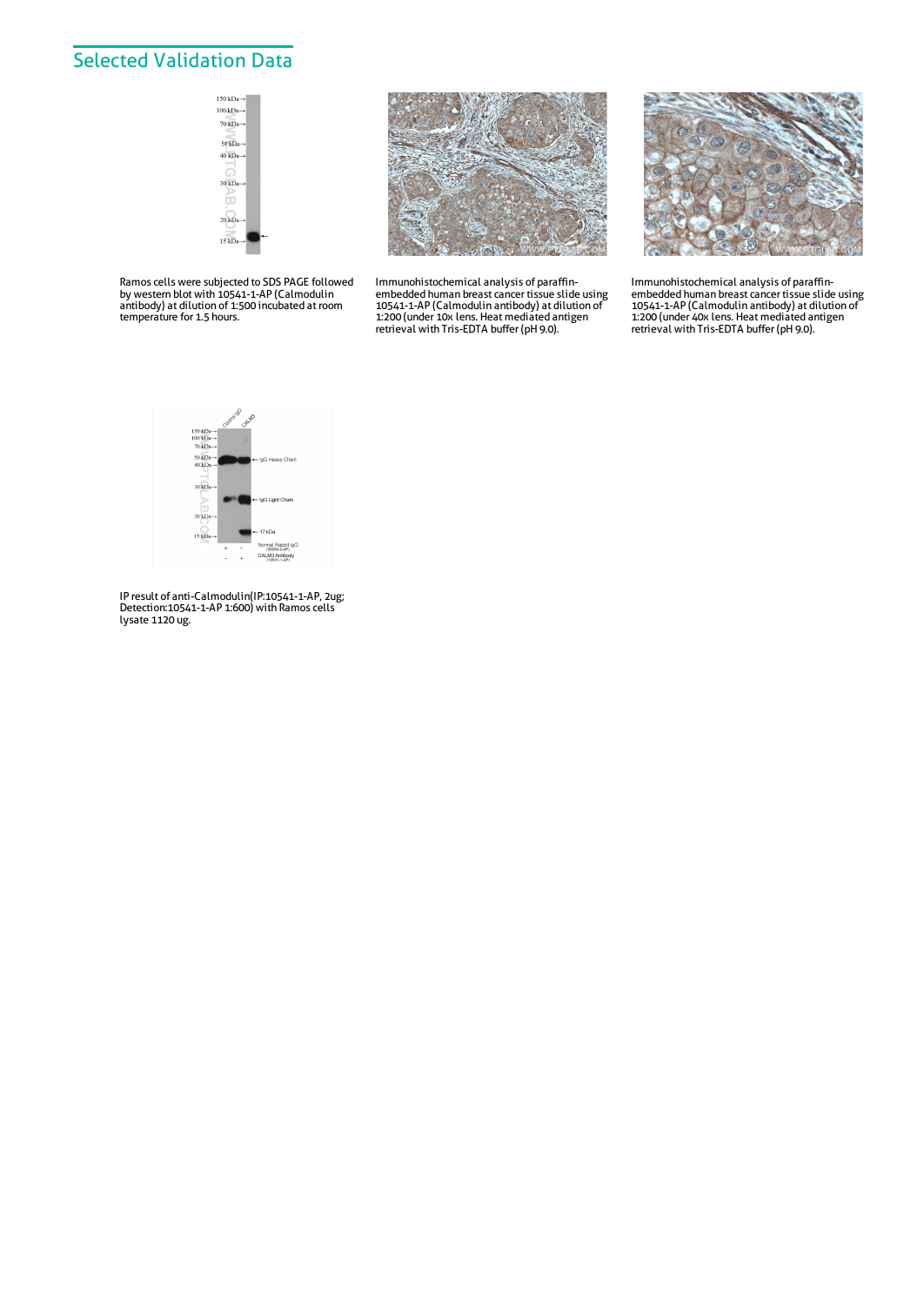## Selected Validation Data

150 kDa→
100 kDa→
70 kDa→
50 kDa→
40 kDa→
30 kDa→
20 kDa→
15 kDa→

Ramos cells were subjected to SDS PAGE followed by western blot with 10541-1-AP (Calmodulin antibody) at dilution of 1:500 incubated at room temperature for 1.5 hours.

Immunohistochemical analysis of paraffin-embedded human breast cancer tissue slide using 10541-1-AP (Calmodulin antibody) at dilution of 1:200 (under 10x lens. Heat mediated antigen retrieval with Tris-EDTA buffer (pH 9.0).

Immunohistochemical analysis of paraffin-embedded human breast cancer tissue slide using 10541-1-AP (Calmodulin antibody) at dilution of 1:200 (under 40x lens. Heat mediated antigen retrieval with Tris-EDTA buffer (pH 9.0).

Control IgG
CALM3
150 kDa→
100 kDa→
70 kDa→
50 kDa→
40 kDa→
30 kDa→
20 kDa→
15 kDa→
← IgG Heavy Chain
← IgG Light Chain
← 17 kDa
+ -
Normal Rabbit IgG (30000-0-AP)
- +
CALM3 Antibody (10541-1-AP)

IP result of anti-Calmodulin(IP:10541-1-AP, 2ug; Detection:10541-1-AP 1:600) with Ramos cells lysate 1120 ug.